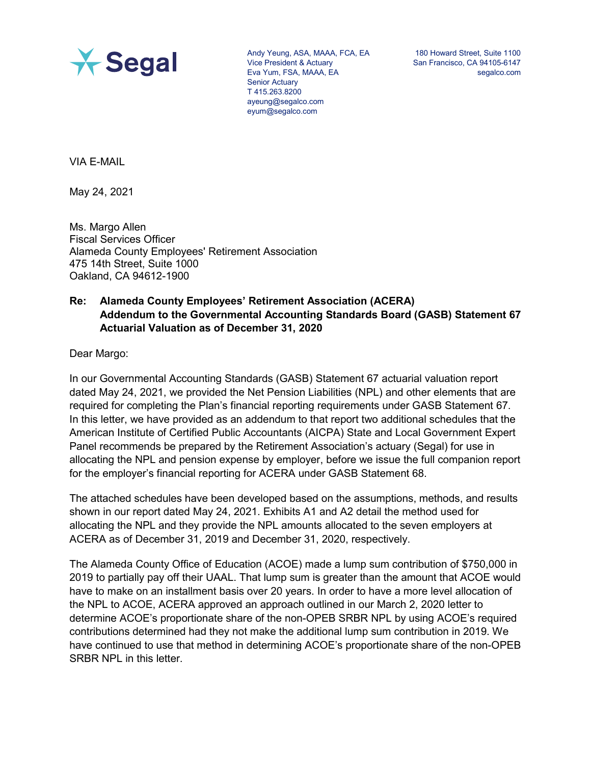Segal

Andy Yeung, ASA, MAAA, FCA, EA
Vice President & Actuary
Eva Yum, FSA, MAAA, EA
Senior Actuary
T 415.263.8200
ayeung@segalco.com
eyum@segalco.com

180 Howard Street, Suite 1100
San Francisco, CA 94105-6147
segalco.com

VIA E-MAIL

May 24, 2021

Ms. Margo Allen
Fiscal Services Officer
Alameda County Employees' Retirement Association
475 14th Street, Suite 1000
Oakland, CA 94612-1900

**Re: Alameda County Employees' Retirement Association (ACERA)
Addendum to the Governmental Accounting Standards Board (GASB) Statement 67
Actuarial Valuation as of December 31, 2020**

Dear Margo:

In our Governmental Accounting Standards (GASB) Statement 67 actuarial valuation report dated May 24, 2021, we provided the Net Pension Liabilities (NPL) and other elements that are required for completing the Plan's financial reporting requirements under GASB Statement 67. In this letter, we have provided as an addendum to that report two additional schedules that the American Institute of Certified Public Accountants (AICPA) State and Local Government Expert Panel recommends be prepared by the Retirement Association's actuary (Segal) for use in allocating the NPL and pension expense by employer, before we issue the full companion report for the employer's financial reporting for ACERA under GASB Statement 68.

The attached schedules have been developed based on the assumptions, methods, and results shown in our report dated May 24, 2021. Exhibits A1 and A2 detail the method used for allocating the NPL and they provide the NPL amounts allocated to the seven employers at ACERA as of December 31, 2019 and December 31, 2020, respectively.

The Alameda County Office of Education (ACOE) made a lump sum contribution of $750,000 in 2019 to partially pay off their UAAL. That lump sum is greater than the amount that ACOE would have to make on an installment basis over 20 years. In order to have a more level allocation of the NPL to ACOE, ACERA approved an approach outlined in our March 2, 2020 letter to determine ACOE's proportionate share of the non-OPEB SRBR NPL by using ACOE's required contributions determined had they not make the additional lump sum contribution in 2019. We have continued to use that method in determining ACOE's proportionate share of the non-OPEB SRBR NPL in this letter.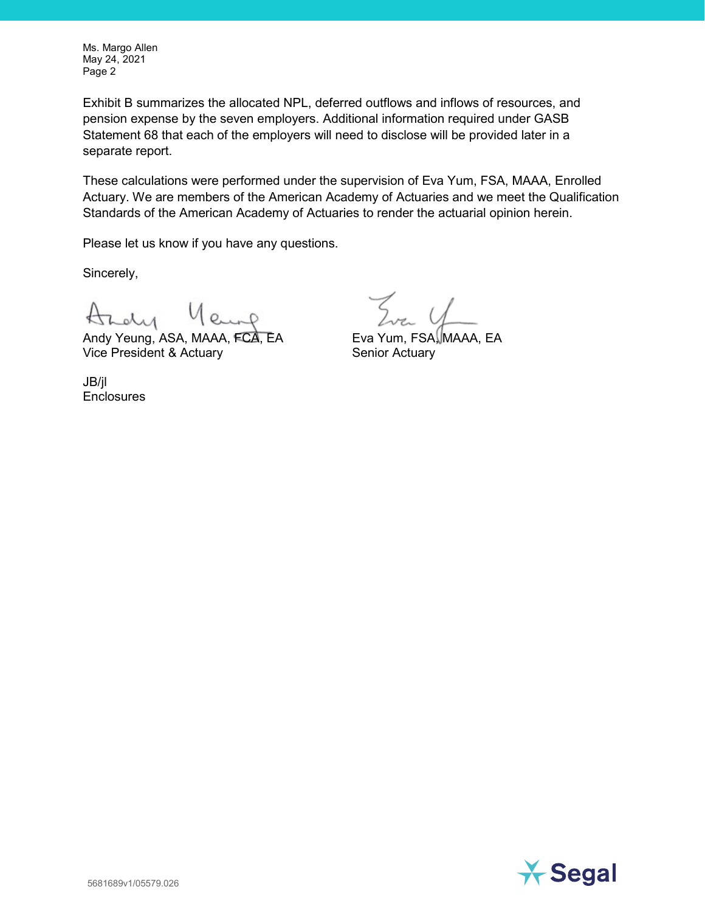Ms. Margo Allen
May 24, 2021
Page 2

Exhibit B summarizes the allocated NPL, deferred outflows and inflows of resources, and pension expense by the seven employers. Additional information required under GASB Statement 68 that each of the employers will need to disclose will be provided later in a separate report.

These calculations were performed under the supervision of Eva Yum, FSA, MAAA, Enrolled Actuary. We are members of the American Academy of Actuaries and we meet the Qualification Standards of the American Academy of Actuaries to render the actuarial opinion herein.

Please let us know if you have any questions.

Sincerely,

Andy Yeung, ASA, MAAA, FCA, EA
Vice President & Actuary

Eva Yum, FSA, MAAA, EA
Senior Actuary

JB/jl
Enclosures

5681689v1/05579.026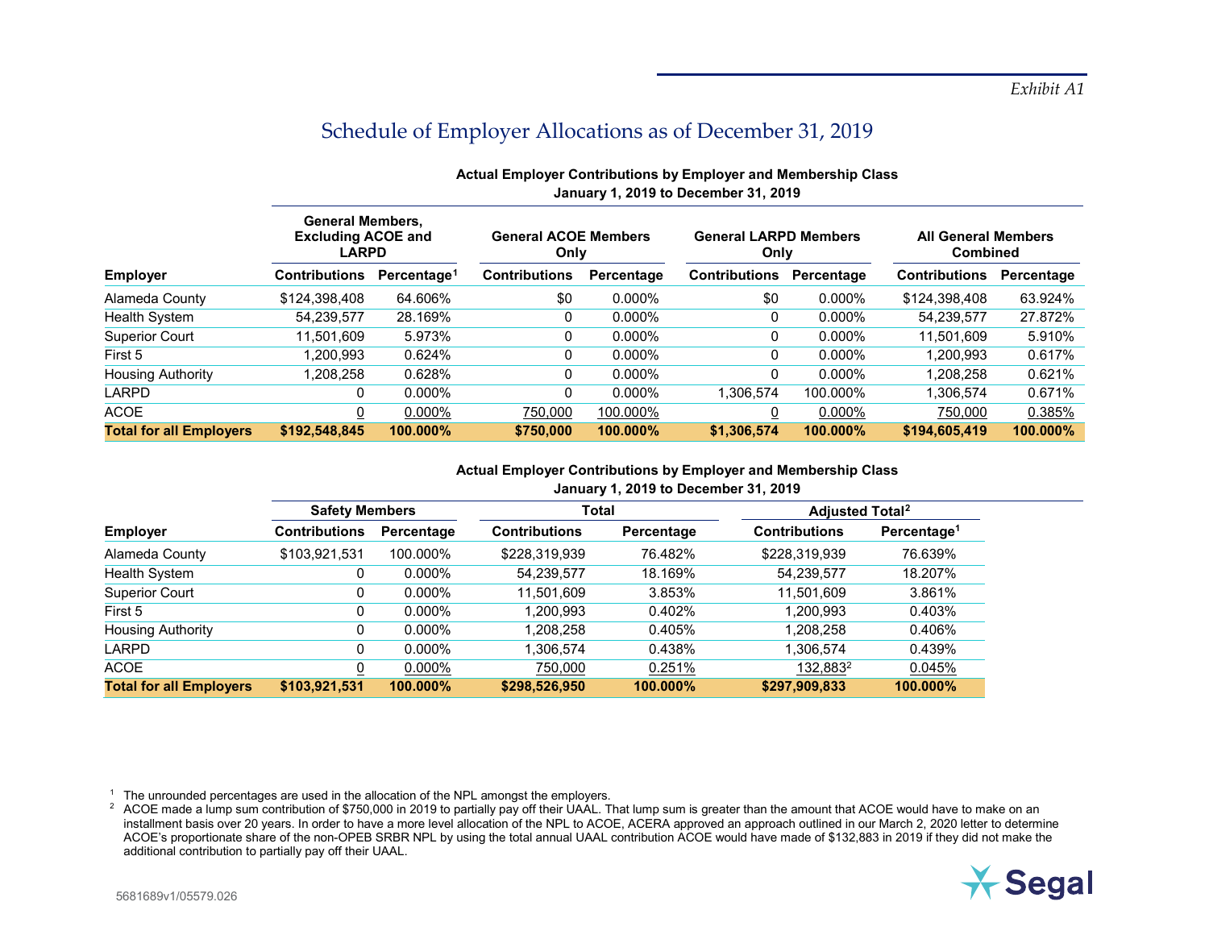*Exhibit A1*

# Schedule of Employer Allocations as of December 31, 2019

**Actual Employer Contributions by Employer and Membership Class**
**January 1, 2019 to December 31, 2019**

| Employer | General Members, Excluding ACOE and LARPD | | General ACOE Members Only | | General LARPD Members Only | | All General Members Combined | |
|---|---|---|---|---|---|---|---|---|
| | Contributions | Percentage[1] | Contributions | Percentage | Contributions | Percentage | Contributions | Percentage |
| Alameda County | $124,398,408 | 64.606% | $0 | 0.000% | $0 | 0.000% | $124,398,408 | 63.924% |
| Health System | 54,239,577 | 28.169% | 0 | 0.000% | 0 | 0.000% | 54,239,577 | 27.872% |
| Superior Court | 11,501,609 | 5.973% | 0 | 0.000% | 0 | 0.000% | 11,501,609 | 5.910% |
| First 5 | 1,200,993 | 0.624% | 0 | 0.000% | 0 | 0.000% | 1,200,993 | 0.617% |
| Housing Authority | 1,208,258 | 0.628% | 0 | 0.000% | 0 | 0.000% | 1,208,258 | 0.621% |
| LARPD | 0 | 0.000% | 0 | 0.000% | 1,306,574 | 100.000% | 1,306,574 | 0.671% |
| ACOE | 0 | 0.000% | 750,000 | 100.000% | 0 | 0.000% | 750,000 | 0.385% |
| **Total for all Employers** | **$192,548,845** | **100.000%** | **$750,000** | **100.000%** | **$1,306,574** | **100.000%** | **$194,605,419** | **100.000%** |

**Actual Employer Contributions by Employer and Membership Class**
**January 1, 2019 to December 31, 2019**

| Employer | Safety Members | | Total | | Adjusted Total[2] | |
|---|---|---|---|---|---|---|
| | Contributions | Percentage | Contributions | Percentage | Contributions | Percentage[1] |
| Alameda County | $103,921,531 | 100.000% | $228,319,939 | 76.482% | $228,319,939 | 76.639% |
| Health System | 0 | 0.000% | 54,239,577 | 18.169% | 54,239,577 | 18.207% |
| Superior Court | 0 | 0.000% | 11,501,609 | 3.853% | 11,501,609 | 3.861% |
| First 5 | 0 | 0.000% | 1,200,993 | 0.402% | 1,200,993 | 0.403% |
| Housing Authority | 0 | 0.000% | 1,208,258 | 0.405% | 1,208,258 | 0.406% |
| LARPD | 0 | 0.000% | 1,306,574 | 0.438% | 1,306,574 | 0.439% |
| ACOE | 0 | 0.000% | 750,000 | 0.251% | 132,883[2] | 0.045% |
| **Total for all Employers** | **$103,921,531** | **100.000%** | **$298,526,950** | **100.000%** | **$297,909,833** | **100.000%** |

[1] The unrounded percentages are used in the allocation of the NPL amongst the employers.

[2] ACOE made a lump sum contribution of $750,000 in 2019 to partially pay off their UAAL. That lump sum is greater than the amount that ACOE would have to make on an installment basis over 20 years. In order to have a more level allocation of the NPL to ACOE, ACERA approved an approach outlined in our March 2, 2020 letter to determine ACOE's proportionate share of the non-OPEB SRBR NPL by using the total annual UAAL contribution ACOE would have made of $132,883 in 2019 if they did not make the additional contribution to partially pay off their UAAL.

5681689v1/05579.026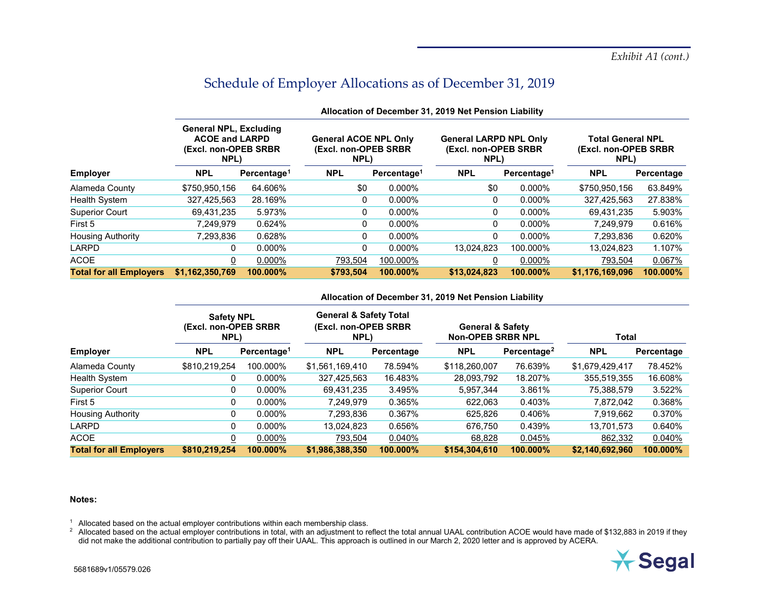*Exhibit A1 (cont.)*

# Schedule of Employer Allocations as of December 31, 2019

**Allocation of December 31, 2019 Net Pension Liability**

| | General NPL, Excluding ACOE and LARPD (Excl. non-OPEB SRBR NPL) | | General ACOE NPL Only (Excl. non-OPEB SRBR NPL) | | General LARPD NPL Only (Excl. non-OPEB SRBR NPL) | | Total General NPL (Excl. non-OPEB SRBR NPL) | |
|---|---|---|---|---|---|---|---|---|
| **Employer** | **NPL** | **Percentage[1]** | **NPL** | **Percentage[1]** | **NPL** | **Percentage[1]** | **NPL** | **Percentage** |
| Alameda County | $750,950,156 | 64.606% | $0 | 0.000% | $0 | 0.000% | $750,950,156 | 63.849% |
| Health System | 327,425,563 | 28.169% | 0 | 0.000% | 0 | 0.000% | 327,425,563 | 27.838% |
| Superior Court | 69,431,235 | 5.973% | 0 | 0.000% | 0 | 0.000% | 69,431,235 | 5.903% |
| First 5 | 7,249,979 | 0.624% | 0 | 0.000% | 0 | 0.000% | 7,249,979 | 0.616% |
| Housing Authority | 7,293,836 | 0.628% | 0 | 0.000% | 0 | 0.000% | 7,293,836 | 0.620% |
| LARPD | 0 | 0.000% | 0 | 0.000% | 13,024,823 | 100.000% | 13,024,823 | 1.107% |
| ACOE | 0 | 0.000% | 793,504 | 100.000% | 0 | 0.000% | 793,504 | 0.067% |
| **Total for all Employers** | **$1,162,350,769** | **100.000%** | **$793,504** | **100.000%** | **$13,024,823** | **100.000%** | **$1,176,169,096** | **100.000%** |

**Allocation of December 31, 2019 Net Pension Liability**

| | Safety NPL (Excl. non-OPEB SRBR NPL) | | General & Safety Total (Excl. non-OPEB SRBR NPL) | | General & Safety Non-OPEB SRBR NPL | | Total | |
|---|---|---|---|---|---|---|---|---|
| **Employer** | **NPL** | **Percentage[1]** | **NPL** | **Percentage** | **NPL** | **Percentage[2]** | **NPL** | **Percentage** |
| Alameda County | $810,219,254 | 100.000% | $1,561,169,410 | 78.594% | $118,260,007 | 76.639% | $1,679,429,417 | 78.452% |
| Health System | 0 | 0.000% | 327,425,563 | 16.483% | 28,093,792 | 18.207% | 355,519,355 | 16.608% |
| Superior Court | 0 | 0.000% | 69,431,235 | 3.495% | 5,957,344 | 3.861% | 75,388,579 | 3.522% |
| First 5 | 0 | 0.000% | 7,249,979 | 0.365% | 622,063 | 0.403% | 7,872,042 | 0.368% |
| Housing Authority | 0 | 0.000% | 7,293,836 | 0.367% | 625,826 | 0.406% | 7,919,662 | 0.370% |
| LARPD | 0 | 0.000% | 13,024,823 | 0.656% | 676,750 | 0.439% | 13,701,573 | 0.640% |
| ACOE | 0 | 0.000% | 793,504 | 0.040% | 68,828 | 0.045% | 862,332 | 0.040% |
| **Total for all Employers** | **$810,219,254** | **100.000%** | **$1,986,388,350** | **100.000%** | **$154,304,610** | **100.000%** | **$2,140,692,960** | **100.000%** |

**Notes:**

[1] Allocated based on the actual employer contributions within each membership class.

[2] Allocated based on the actual employer contributions in total, with an adjustment to reflect the total annual UAAL contribution ACOE would have made of $132,883 in 2019 if they did not make the additional contribution to partially pay off their UAAL. This approach is outlined in our March 2, 2020 letter and is approved by ACERA.

5681689v1/05579.026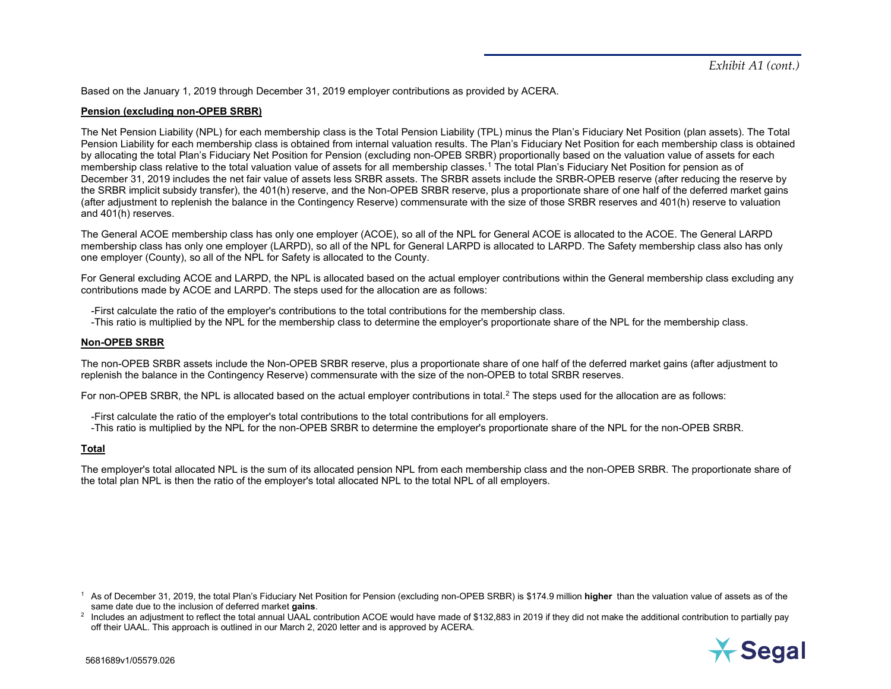*Exhibit A1 (cont.)*

Based on the January 1, 2019 through December 31, 2019 employer contributions as provided by ACERA.

**Pension (excluding non-OPEB SRBR)**

The Net Pension Liability (NPL) for each membership class is the Total Pension Liability (TPL) minus the Plan's Fiduciary Net Position (plan assets). The Total Pension Liability for each membership class is obtained from internal valuation results. The Plan's Fiduciary Net Position for each membership class is obtained by allocating the total Plan's Fiduciary Net Position for Pension (excluding non-OPEB SRBR) proportionally based on the valuation value of assets for each membership class relative to the total valuation value of assets for all membership classes.[1] The total Plan's Fiduciary Net Position for pension as of December 31, 2019 includes the net fair value of assets less SRBR assets. The SRBR assets include the SRBR-OPEB reserve (after reducing the reserve by the SRBR implicit subsidy transfer), the 401(h) reserve, and the Non-OPEB SRBR reserve, plus a proportionate share of one half of the deferred market gains (after adjustment to replenish the balance in the Contingency Reserve) commensurate with the size of those SRBR reserves and 401(h) reserve to valuation and 401(h) reserves.

The General ACOE membership class has only one employer (ACOE), so all of the NPL for General ACOE is allocated to the ACOE. The General LARPD membership class has only one employer (LARPD), so all of the NPL for General LARPD is allocated to LARPD. The Safety membership class also has only one employer (County), so all of the NPL for Safety is allocated to the County.

For General excluding ACOE and LARPD, the NPL is allocated based on the actual employer contributions within the General membership class excluding any contributions made by ACOE and LARPD. The steps used for the allocation are as follows:

- First calculate the ratio of the employer's contributions to the total contributions for the membership class.
- This ratio is multiplied by the NPL for the membership class to determine the employer's proportionate share of the NPL for the membership class.

**Non-OPEB SRBR**

The non-OPEB SRBR assets include the Non-OPEB SRBR reserve, plus a proportionate share of one half of the deferred market gains (after adjustment to replenish the balance in the Contingency Reserve) commensurate with the size of the non-OPEB to total SRBR reserves.

For non-OPEB SRBR, the NPL is allocated based on the actual employer contributions in total.[2] The steps used for the allocation are as follows:

- First calculate the ratio of the employer's total contributions to the total contributions for all employers.
- This ratio is multiplied by the NPL for the non-OPEB SRBR to determine the employer's proportionate share of the NPL for the non-OPEB SRBR.

**Total**

The employer's total allocated NPL is the sum of its allocated pension NPL from each membership class and the non-OPEB SRBR. The proportionate share of the total plan NPL is then the ratio of the employer's total allocated NPL to the total NPL of all employers.

[1] As of December 31, 2019, the total Plan's Fiduciary Net Position for Pension (excluding non-OPEB SRBR) is $174.9 million **higher** than the valuation value of assets as of the same date due to the inclusion of deferred market **gains**.

[2] Includes an adjustment to reflect the total annual UAAL contribution ACOE would have made of $132,883 in 2019 if they did not make the additional contribution to partially pay off their UAAL. This approach is outlined in our March 2, 2020 letter and is approved by ACERA.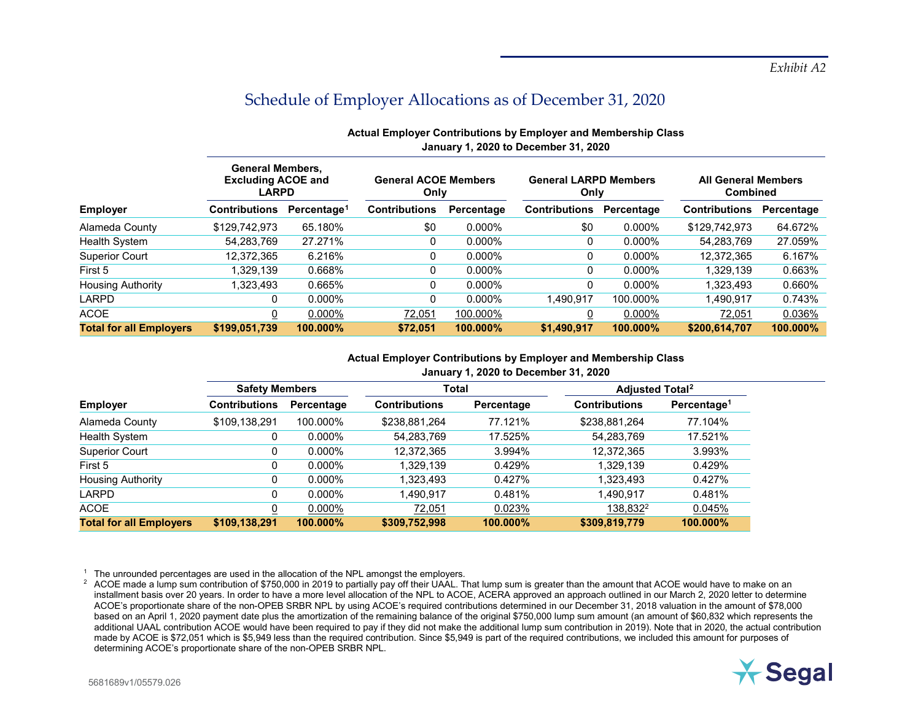*Exhibit A2*

# Schedule of Employer Allocations as of December 31, 2020

**Actual Employer Contributions by Employer and Membership Class**
**January 1, 2020 to December 31, 2020**

| Employer | General Members, Excluding ACOE and LARPD | | General ACOE Members Only | | General LARPD Members Only | | All General Members Combined | |
|---|---|---|---|---|---|---|---|---|
| | Contributions | Percentage[1] | Contributions | Percentage | Contributions | Percentage | Contributions | Percentage |
| Alameda County | $129,742,973 | 65.180% | $0 | 0.000% | $0 | 0.000% | $129,742,973 | 64.672% |
| Health System | 54,283,769 | 27.271% | 0 | 0.000% | 0 | 0.000% | 54,283,769 | 27.059% |
| Superior Court | 12,372,365 | 6.216% | 0 | 0.000% | 0 | 0.000% | 12,372,365 | 6.167% |
| First 5 | 1,329,139 | 0.668% | 0 | 0.000% | 0 | 0.000% | 1,329,139 | 0.663% |
| Housing Authority | 1,323,493 | 0.665% | 0 | 0.000% | 0 | 0.000% | 1,323,493 | 0.660% |
| LARPD | 0 | 0.000% | 0 | 0.000% | 1,490,917 | 100.000% | 1,490,917 | 0.743% |
| ACOE | 0 | 0.000% | 72,051 | 100.000% | 0 | 0.000% | 72,051 | 0.036% |
| **Total for all Employers** | **$199,051,739** | **100.000%** | **$72,051** | **100.000%** | **$1,490,917** | **100.000%** | **$200,614,707** | **100.000%** |

**Actual Employer Contributions by Employer and Membership Class**
**January 1, 2020 to December 31, 2020**

| Employer | Safety Members | | Total | | Adjusted Total[2] | |
|---|---|---|---|---|---|---|
| | Contributions | Percentage | Contributions | Percentage | Contributions | Percentage[1] |
| Alameda County | $109,138,291 | 100.000% | $238,881,264 | 77.121% | $238,881,264 | 77.104% |
| Health System | 0 | 0.000% | 54,283,769 | 17.525% | 54,283,769 | 17.521% |
| Superior Court | 0 | 0.000% | 12,372,365 | 3.994% | 12,372,365 | 3.993% |
| First 5 | 0 | 0.000% | 1,329,139 | 0.429% | 1,329,139 | 0.429% |
| Housing Authority | 0 | 0.000% | 1,323,493 | 0.427% | 1,323,493 | 0.427% |
| LARPD | 0 | 0.000% | 1,490,917 | 0.481% | 1,490,917 | 0.481% |
| ACOE | 0 | 0.000% | 72,051 | 0.023% | 138,832[2] | 0.045% |
| **Total for all Employers** | **$109,138,291** | **100.000%** | **$309,752,998** | **100.000%** | **$309,819,779** | **100.000%** |

[1] The unrounded percentages are used in the allocation of the NPL amongst the employers.

[2] ACOE made a lump sum contribution of $750,000 in 2019 to partially pay off their UAAL. That lump sum is greater than the amount that ACOE would have to make on an installment basis over 20 years. In order to have a more level allocation of the NPL to ACOE, ACERA approved an approach outlined in our March 2, 2020 letter to determine ACOE's proportionate share of the non-OPEB SRBR NPL by using ACOE's required contributions determined in our December 31, 2018 valuation in the amount of $78,000 based on an April 1, 2020 payment date plus the amortization of the remaining balance of the original $750,000 lump sum amount (an amount of $60,832 which represents the additional UAAL contribution ACOE would have been required to pay if they did not make the additional lump sum contribution in 2019). Note that in 2020, the actual contribution made by ACOE is $72,051 which is $5,949 less than the required contribution. Since $5,949 is part of the required contributions, we included this amount for purposes of determining ACOE's proportionate share of the non-OPEB SRBR NPL.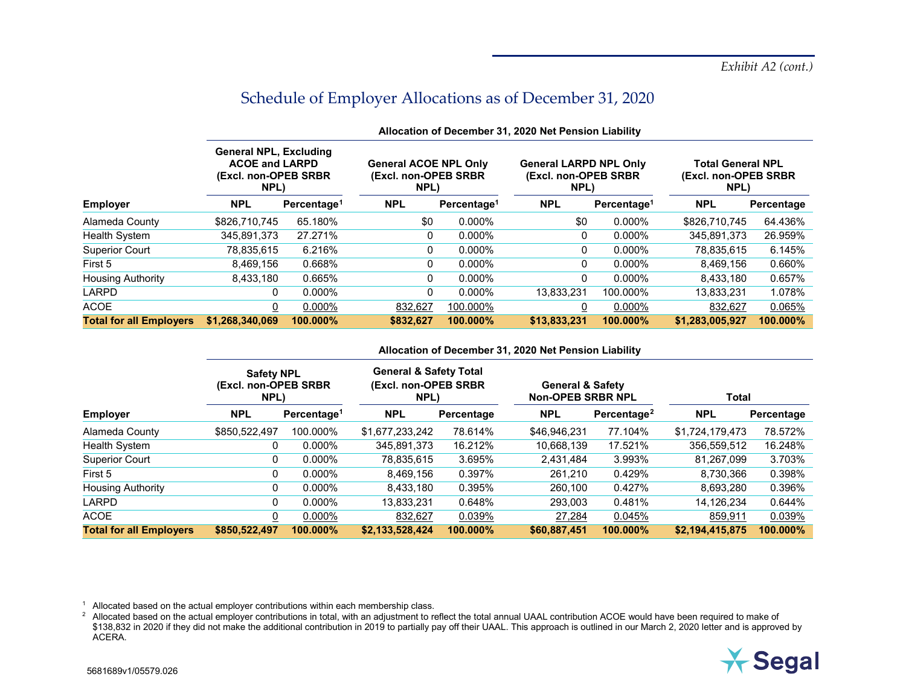*Exhibit A2 (cont.)*

# Schedule of Employer Allocations as of December 31, 2020

**Allocation of December 31, 2020 Net Pension Liability**

| | General NPL, Excluding ACOE and LARPD (Excl. non-OPEB SRBR NPL) | | General ACOE NPL Only (Excl. non-OPEB SRBR NPL) | | General LARPD NPL Only (Excl. non-OPEB SRBR NPL) | | Total General NPL (Excl. non-OPEB SRBR NPL) | |
|---|---|---|---|---|---|---|---|---|
| **Employer** | **NPL** | **Percentage[1]** | **NPL** | **Percentage[1]** | **NPL** | **Percentage[1]** | **NPL** | **Percentage** |
| Alameda County | $826,710,745 | 65.180% | $0 | 0.000% | $0 | 0.000% | $826,710,745 | 64.436% |
| Health System | 345,891,373 | 27.271% | 0 | 0.000% | 0 | 0.000% | 345,891,373 | 26.959% |
| Superior Court | 78,835,615 | 6.216% | 0 | 0.000% | 0 | 0.000% | 78,835,615 | 6.145% |
| First 5 | 8,469,156 | 0.668% | 0 | 0.000% | 0 | 0.000% | 8,469,156 | 0.660% |
| Housing Authority | 8,433,180 | 0.665% | 0 | 0.000% | 0 | 0.000% | 8,433,180 | 0.657% |
| LARPD | 0 | 0.000% | 0 | 0.000% | 13,833,231 | 100.000% | 13,833,231 | 1.078% |
| ACOE | 0 | 0.000% | 832,627 | 100.000% | 0 | 0.000% | 832,627 | 0.065% |
| **Total for all Employers** | **$1,268,340,069** | **100.000%** | **$832,627** | **100.000%** | **$13,833,231** | **100.000%** | **$1,283,005,927** | **100.000%** |

**Allocation of December 31, 2020 Net Pension Liability**

| | Safety NPL (Excl. non-OPEB SRBR NPL) | | General & Safety Total (Excl. non-OPEB SRBR NPL) | | General & Safety Non-OPEB SRBR NPL | | Total | |
|---|---|---|---|---|---|---|---|---|
| **Employer** | **NPL** | **Percentage[1]** | **NPL** | **Percentage** | **NPL** | **Percentage[2]** | **NPL** | **Percentage** |
| Alameda County | $850,522,497 | 100.000% | $1,677,233,242 | 78.614% | $46,946,231 | 77.104% | $1,724,179,473 | 78.572% |
| Health System | 0 | 0.000% | 345,891,373 | 16.212% | 10,668,139 | 17.521% | 356,559,512 | 16.248% |
| Superior Court | 0 | 0.000% | 78,835,615 | 3.695% | 2,431,484 | 3.993% | 81,267,099 | 3.703% |
| First 5 | 0 | 0.000% | 8,469,156 | 0.397% | 261,210 | 0.429% | 8,730,366 | 0.398% |
| Housing Authority | 0 | 0.000% | 8,433,180 | 0.395% | 260,100 | 0.427% | 8,693,280 | 0.396% |
| LARPD | 0 | 0.000% | 13,833,231 | 0.648% | 293,003 | 0.481% | 14,126,234 | 0.644% |
| ACOE | 0 | 0.000% | 832,627 | 0.039% | 27,284 | 0.045% | 859,911 | 0.039% |
| **Total for all Employers** | **$850,522,497** | **100.000%** | **$2,133,528,424** | **100.000%** | **$60,887,451** | **100.000%** | **$2,194,415,875** | **100.000%** |

[1] Allocated based on the actual employer contributions within each membership class.

[2] Allocated based on the actual employer contributions in total, with an adjustment to reflect the total annual UAAL contribution ACOE would have been required to make of $138,832 in 2020 if they did not make the additional contribution in 2019 to partially pay off their UAAL. This approach is outlined in our March 2, 2020 letter and is approved by ACERA.

5681689v1/05579.026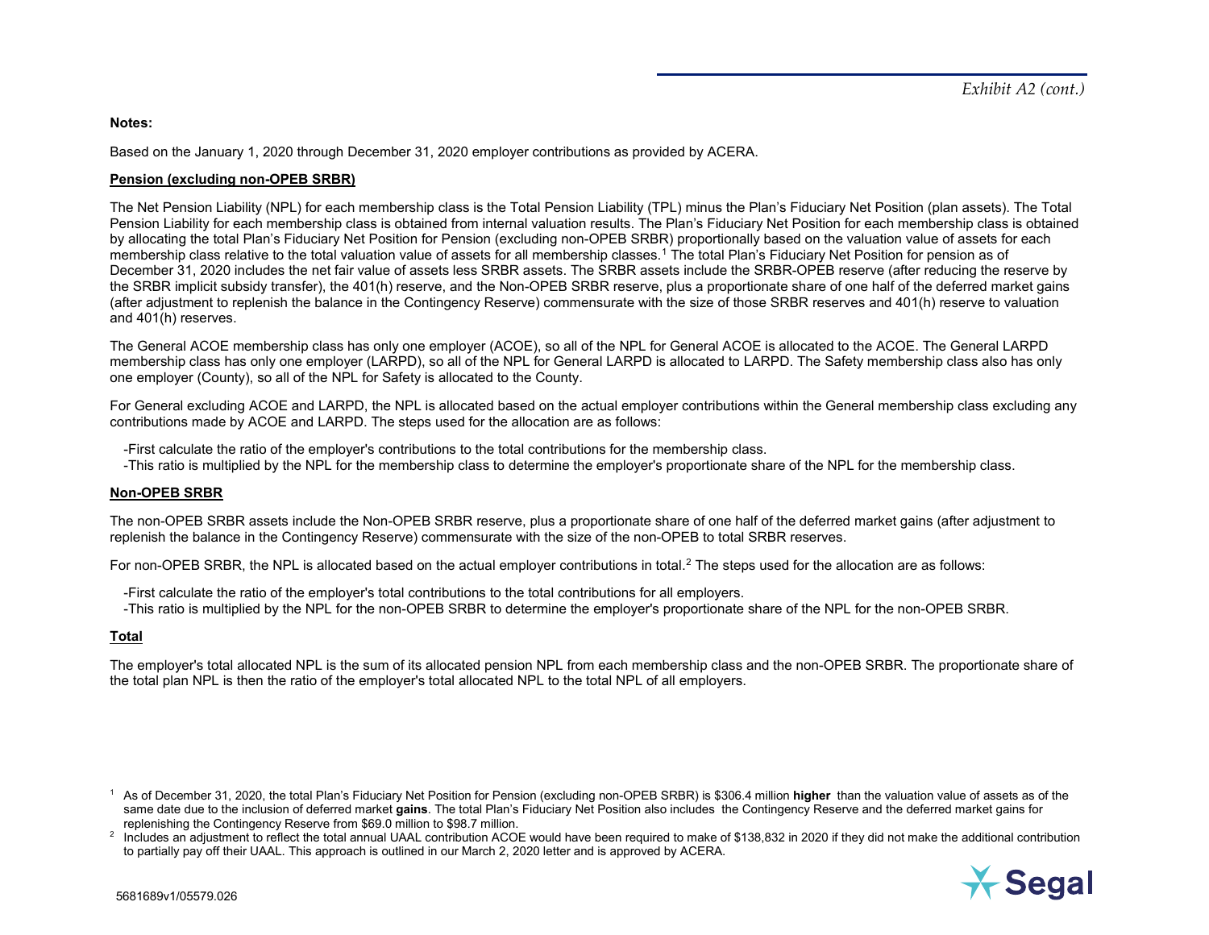*Exhibit A2 (cont.)*

**Notes:**

Based on the January 1, 2020 through December 31, 2020 employer contributions as provided by ACERA.

**Pension (excluding non-OPEB SRBR)**

The Net Pension Liability (NPL) for each membership class is the Total Pension Liability (TPL) minus the Plan's Fiduciary Net Position (plan assets). The Total Pension Liability for each membership class is obtained from internal valuation results. The Plan's Fiduciary Net Position for each membership class is obtained by allocating the total Plan's Fiduciary Net Position for Pension (excluding non-OPEB SRBR) proportionally based on the valuation value of assets for each membership class relative to the total valuation value of assets for all membership classes.[1] The total Plan's Fiduciary Net Position for pension as of December 31, 2020 includes the net fair value of assets less SRBR assets. The SRBR assets include the SRBR-OPEB reserve (after reducing the reserve by the SRBR implicit subsidy transfer), the 401(h) reserve, and the Non-OPEB SRBR reserve, plus a proportionate share of one half of the deferred market gains (after adjustment to replenish the balance in the Contingency Reserve) commensurate with the size of those SRBR reserves and 401(h) reserve to valuation and 401(h) reserves.

The General ACOE membership class has only one employer (ACOE), so all of the NPL for General ACOE is allocated to the ACOE. The General LARPD membership class has only one employer (LARPD), so all of the NPL for General LARPD is allocated to LARPD. The Safety membership class also has only one employer (County), so all of the NPL for Safety is allocated to the County.

For General excluding ACOE and LARPD, the NPL is allocated based on the actual employer contributions within the General membership class excluding any contributions made by ACOE and LARPD. The steps used for the allocation are as follows:

-First calculate the ratio of the employer's contributions to the total contributions for the membership class.
-This ratio is multiplied by the NPL for the membership class to determine the employer's proportionate share of the NPL for the membership class.

**Non-OPEB SRBR**

The non-OPEB SRBR assets include the Non-OPEB SRBR reserve, plus a proportionate share of one half of the deferred market gains (after adjustment to replenish the balance in the Contingency Reserve) commensurate with the size of the non-OPEB to total SRBR reserves.

For non-OPEB SRBR, the NPL is allocated based on the actual employer contributions in total.[2] The steps used for the allocation are as follows:

-First calculate the ratio of the employer's total contributions to the total contributions for all employers.
-This ratio is multiplied by the NPL for the non-OPEB SRBR to determine the employer's proportionate share of the NPL for the non-OPEB SRBR.

**Total**

The employer's total allocated NPL is the sum of its allocated pension NPL from each membership class and the non-OPEB SRBR. The proportionate share of the total plan NPL is then the ratio of the employer's total allocated NPL to the total NPL of all employers.

---

[1] As of December 31, 2020, the total Plan's Fiduciary Net Position for Pension (excluding non-OPEB SRBR) is $306.4 million **higher** than the valuation value of assets as of the same date due to the inclusion of deferred market **gains**. The total Plan's Fiduciary Net Position also includes the Contingency Reserve and the deferred market gains for replenishing the Contingency Reserve from $69.0 million to $98.7 million.

[2] Includes an adjustment to reflect the total annual UAAL contribution ACOE would have been required to make of $138,832 in 2020 if they did not make the additional contribution to partially pay off their UAAL. This approach is outlined in our March 2, 2020 letter and is approved by ACERA.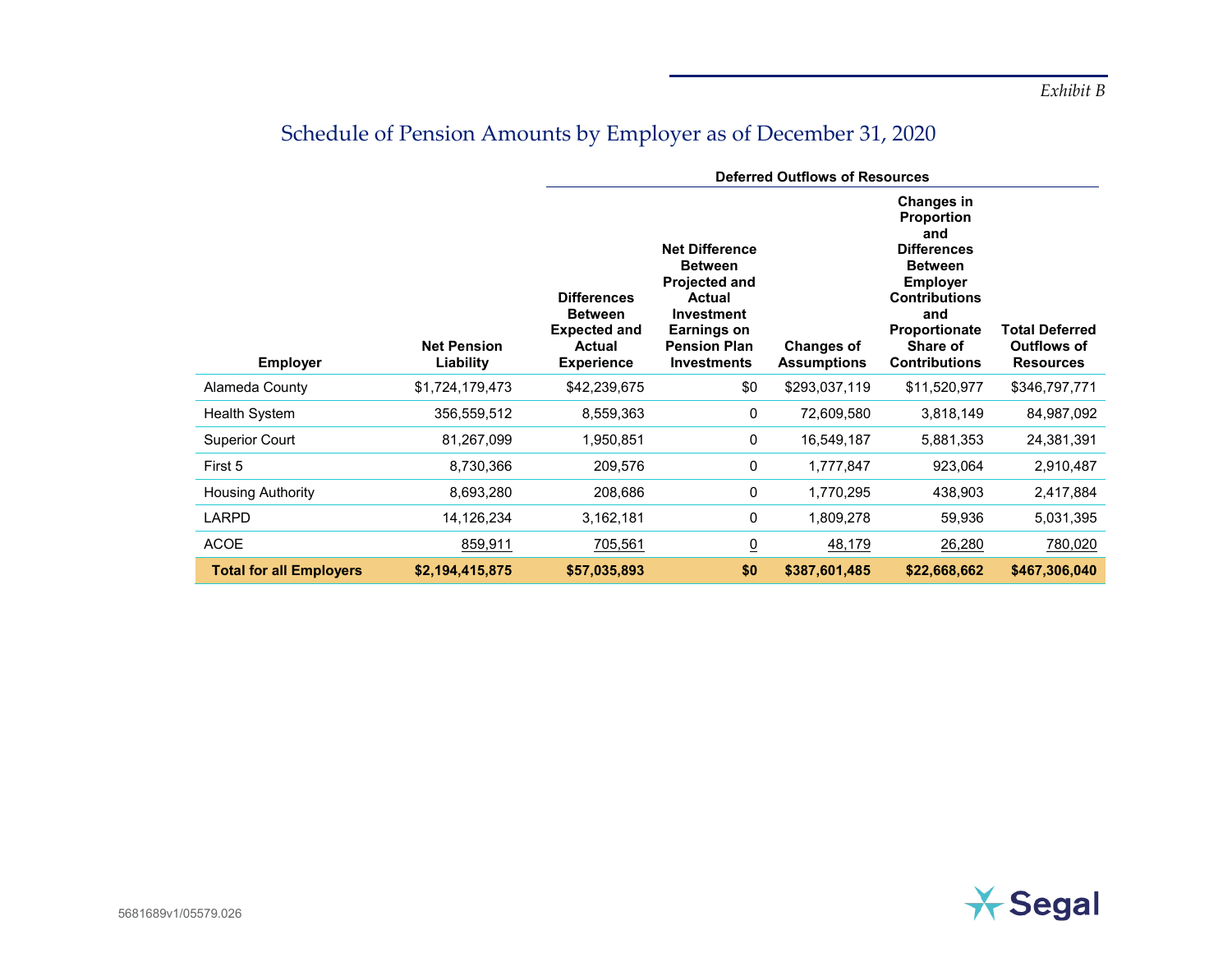*Exhibit B*

## Schedule of Pension Amounts by Employer as of December 31, 2020

| Employer | Net Pension Liability | Deferred Outflows of Resources | | | | |
|---|---|---|---|---|---|---|
| | | Differences Between Expected and Actual Experience | Net Difference Between Projected and Actual Investment Earnings on Pension Plan Investments | Changes of Assumptions | Changes in Proportion and Differences Between Employer Contributions and Proportionate Share of Contributions | Total Deferred Outflows of Resources |
| Alameda County | $1,724,179,473 | $42,239,675 | $0 | $293,037,119 | $11,520,977 | $346,797,771 |
| Health System | 356,559,512 | 8,559,363 | 0 | 72,609,580 | 3,818,149 | 84,987,092 |
| Superior Court | 81,267,099 | 1,950,851 | 0 | 16,549,187 | 5,881,353 | 24,381,391 |
| First 5 | 8,730,366 | 209,576 | 0 | 1,777,847 | 923,064 | 2,910,487 |
| Housing Authority | 8,693,280 | 208,686 | 0 | 1,770,295 | 438,903 | 2,417,884 |
| LARPD | 14,126,234 | 3,162,181 | 0 | 1,809,278 | 59,936 | 5,031,395 |
| ACOE | 859,911 | 705,561 | 0 | 48,179 | 26,280 | 780,020 |
| **Total for all Employers** | **$2,194,415,875** | **$57,035,893** | **$0** | **$387,601,485** | **$22,668,662** | **$467,306,040** |

5681689v1/05579.026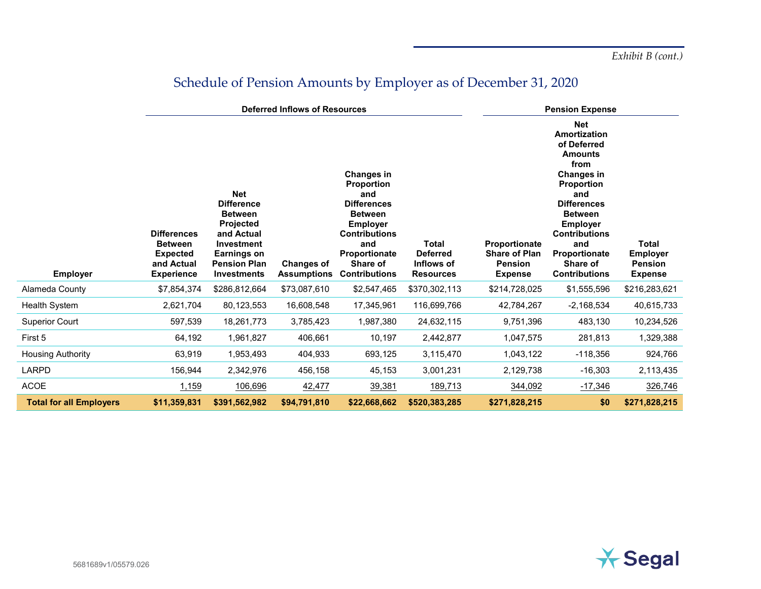*Exhibit B (cont.)*

# Schedule of Pension Amounts by Employer as of December 31, 2020

| | Deferred Inflows of Resources | | | | | Pension Expense | | |
|---|---|---|---|---|---|---|---|---|
| **Employer** | **Differences Between Expected and Actual Experience** | **Net Difference Between Projected and Actual Investment Earnings on Pension Plan Investments** | **Changes of Assumptions** | **Changes in Proportion and Differences Between Employer Contributions and Proportionate Share of Contributions** | **Total Deferred Inflows of Resources** | **Proportionate Share of Plan Pension Expense** | **Net Amortization of Deferred Amounts from Changes in Proportion and Differences Between Employer Contributions and Proportionate Share of Contributions** | **Total Employer Pension Expense** |
| Alameda County | $7,854,374 | $286,812,664 | $73,087,610 | $2,547,465 | $370,302,113 | $214,728,025 | $1,555,596 | $216,283,621 |
| Health System | 2,621,704 | 80,123,553 | 16,608,548 | 17,345,961 | 116,699,766 | 42,784,267 | -2,168,534 | 40,615,733 |
| Superior Court | 597,539 | 18,261,773 | 3,785,423 | 1,987,380 | 24,632,115 | 9,751,396 | 483,130 | 10,234,526 |
| First 5 | 64,192 | 1,961,827 | 406,661 | 10,197 | 2,442,877 | 1,047,575 | 281,813 | 1,329,388 |
| Housing Authority | 63,919 | 1,953,493 | 404,933 | 693,125 | 3,115,470 | 1,043,122 | -118,356 | 924,766 |
| LARPD | 156,944 | 2,342,976 | 456,158 | 45,153 | 3,001,231 | 2,129,738 | -16,303 | 2,113,435 |
| ACOE | 1,159 | 106,696 | 42,477 | 39,381 | 189,713 | 344,092 | -17,346 | 326,746 |
| **Total for all Employers** | **$11,359,831** | **$391,562,982** | **$94,791,810** | **$22,668,662** | **$520,383,285** | **$271,828,215** | **$0** | **$271,828,215** |

5681689v1/05579.026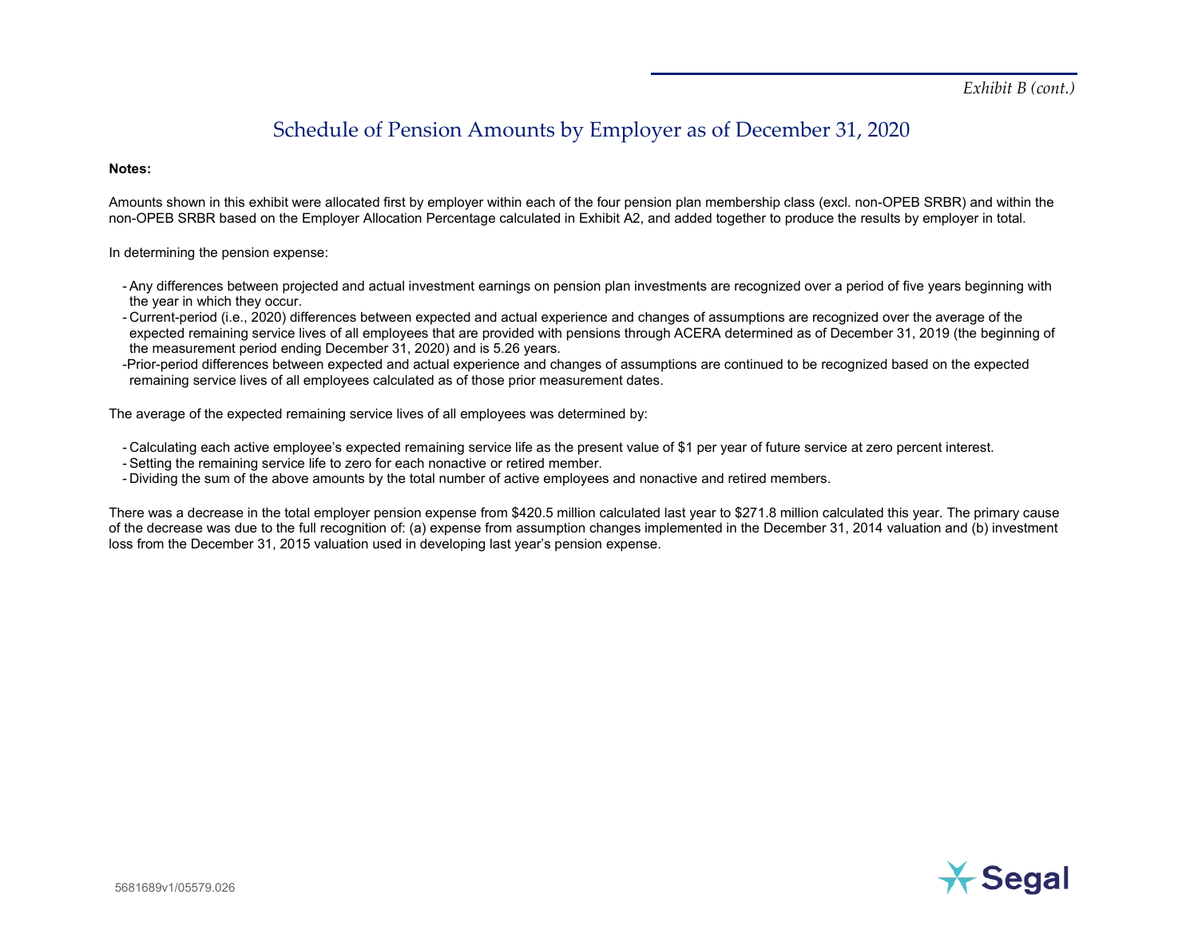*Exhibit B (cont.)*

# Schedule of Pension Amounts by Employer as of December 31, 2020

**Notes:**

Amounts shown in this exhibit were allocated first by employer within each of the four pension plan membership class (excl. non-OPEB SRBR) and within the non-OPEB SRBR based on the Employer Allocation Percentage calculated in Exhibit A2, and added together to produce the results by employer in total.

In determining the pension expense:

- Any differences between projected and actual investment earnings on pension plan investments are recognized over a period of five years beginning with the year in which they occur.
- Current-period (i.e., 2020) differences between expected and actual experience and changes of assumptions are recognized over the average of the expected remaining service lives of all employees that are provided with pensions through ACERA determined as of December 31, 2019 (the beginning of the measurement period ending December 31, 2020) and is 5.26 years.
- Prior-period differences between expected and actual experience and changes of assumptions are continued to be recognized based on the expected remaining service lives of all employees calculated as of those prior measurement dates.

The average of the expected remaining service lives of all employees was determined by:

- Calculating each active employee's expected remaining service life as the present value of $1 per year of future service at zero percent interest.
- Setting the remaining service life to zero for each nonactive or retired member.
- Dividing the sum of the above amounts by the total number of active employees and nonactive and retired members.

There was a decrease in the total employer pension expense from $420.5 million calculated last year to $271.8 million calculated this year. The primary cause of the decrease was due to the full recognition of: (a) expense from assumption changes implemented in the December 31, 2014 valuation and (b) investment loss from the December 31, 2015 valuation used in developing last year's pension expense.

5681689v1/05579.026